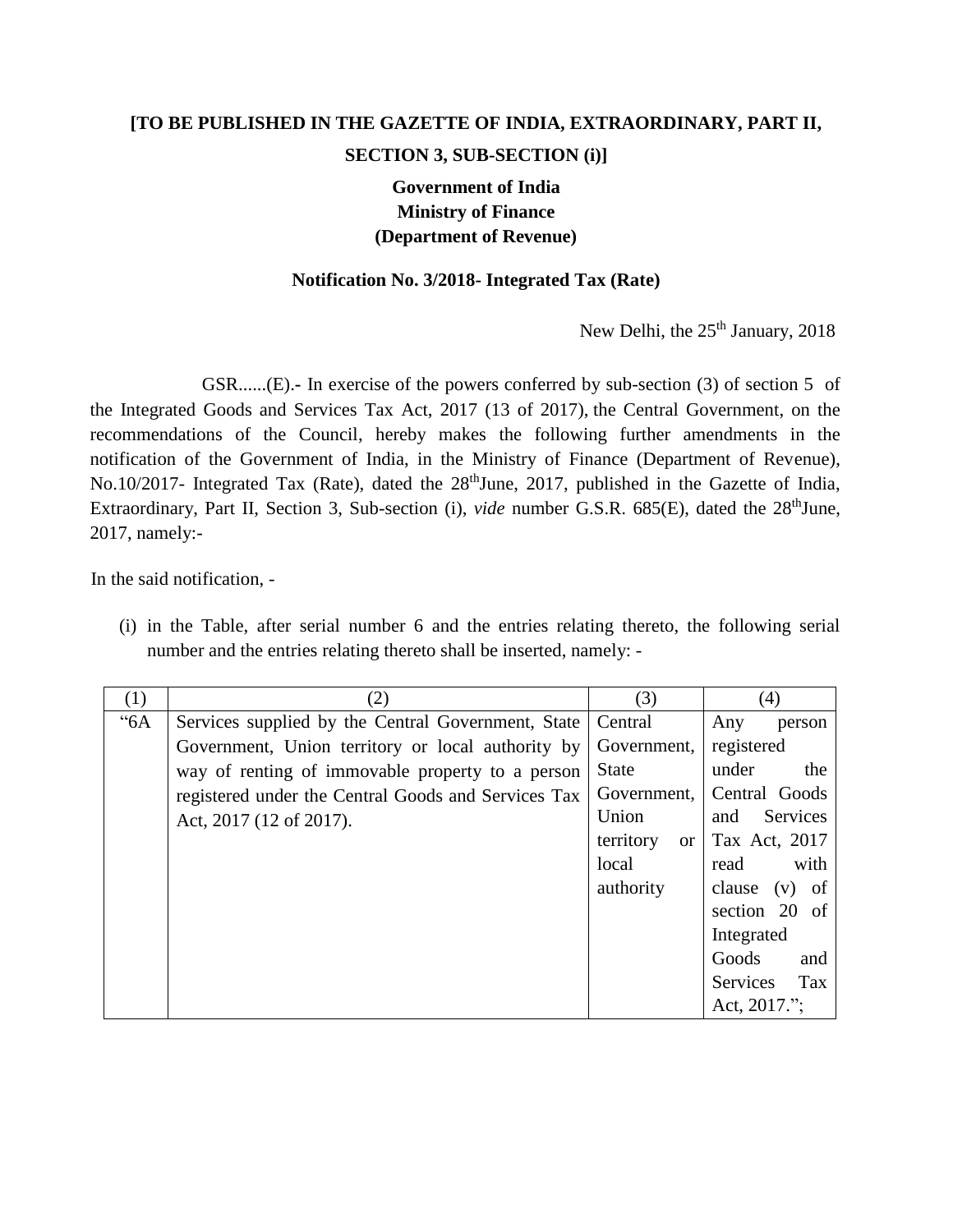**[TO BE PUBLISHED IN THE GAZETTE OF INDIA, EXTRAORDINARY, PART II, SECTION 3, SUB-SECTION (i)]**

**Government of India**
**Ministry of Finance**
**(Department of Revenue)**

**Notification No. 3/2018- Integrated Tax (Rate)**

New Delhi, the 25th January, 2018

GSR......(E).- In exercise of the powers conferred by sub-section (3) of section 5 of the Integrated Goods and Services Tax Act, 2017 (13 of 2017), the Central Government, on the recommendations of the Council, hereby makes the following further amendments in the notification of the Government of India, in the Ministry of Finance (Department of Revenue), No.10/2017- Integrated Tax (Rate), dated the 28th June, 2017, published in the Gazette of India, Extraordinary, Part II, Section 3, Sub-section (i), *vide* number G.S.R. 685(E), dated the 28th June, 2017, namely:-

In the said notification, -

(i) in the Table, after serial number 6 and the entries relating thereto, the following serial number and the entries relating thereto shall be inserted, namely: -

| (1) | (2) | (3) | (4) |
|---|---|---|---|
| "6A | Services supplied by the Central Government, State Government, Union territory or local authority by way of renting of immovable property to a person registered under the Central Goods and Services Tax Act, 2017 (12 of 2017). | Central Government, State Government, Union territory or local authority | Any person registered under the Central Goods and Services Tax Act, 2017 read with clause (v) of section 20 of Integrated Goods and Services Tax Act, 2017."; |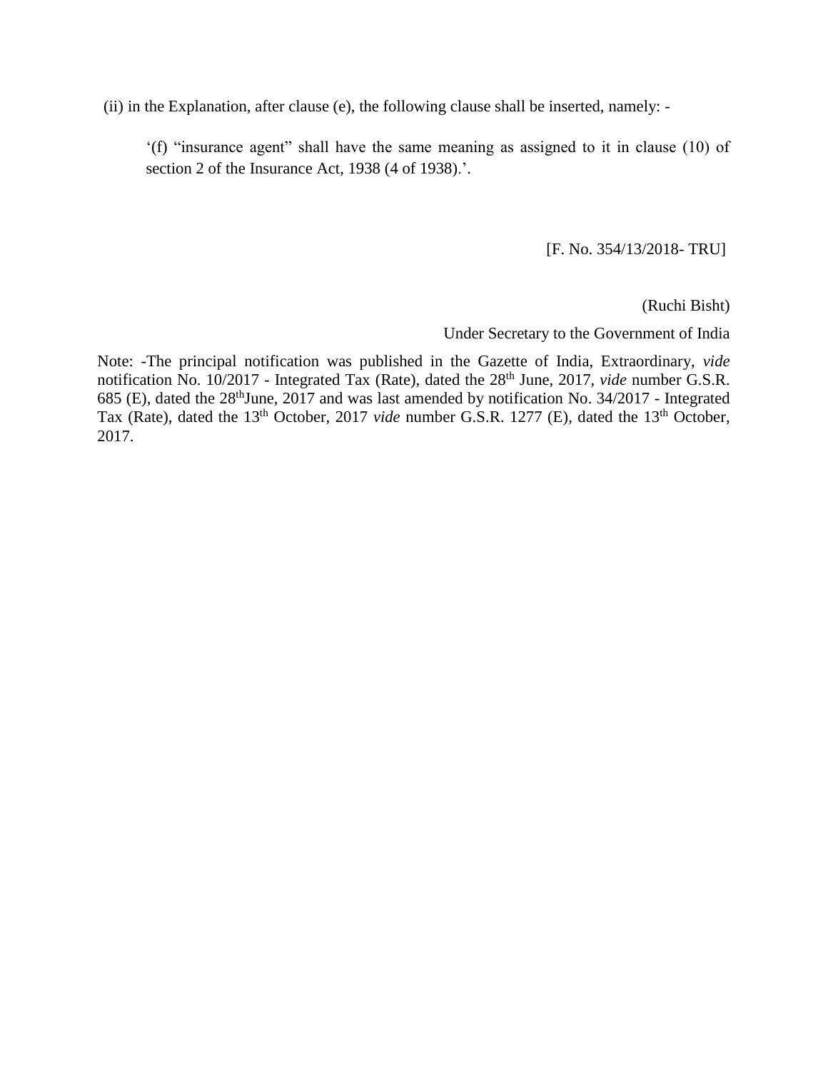(ii) in the Explanation, after clause (e), the following clause shall be inserted, namely: -

> '(f) "insurance agent" shall have the same meaning as assigned to it in clause (10) of section 2 of the Insurance Act, 1938 (4 of 1938).'.

[F. No. 354/13/2018- TRU]

(Ruchi Bisht)

Under Secretary to the Government of India

Note: -The principal notification was published in the Gazette of India, Extraordinary, *vide* notification No. 10/2017 - Integrated Tax (Rate), dated the 28th June, 2017, *vide* number G.S.R. 685 (E), dated the 28th June, 2017 and was last amended by notification No. 34/2017 - Integrated Tax (Rate), dated the 13th October, 2017 *vide* number G.S.R. 1277 (E), dated the 13th October, 2017.